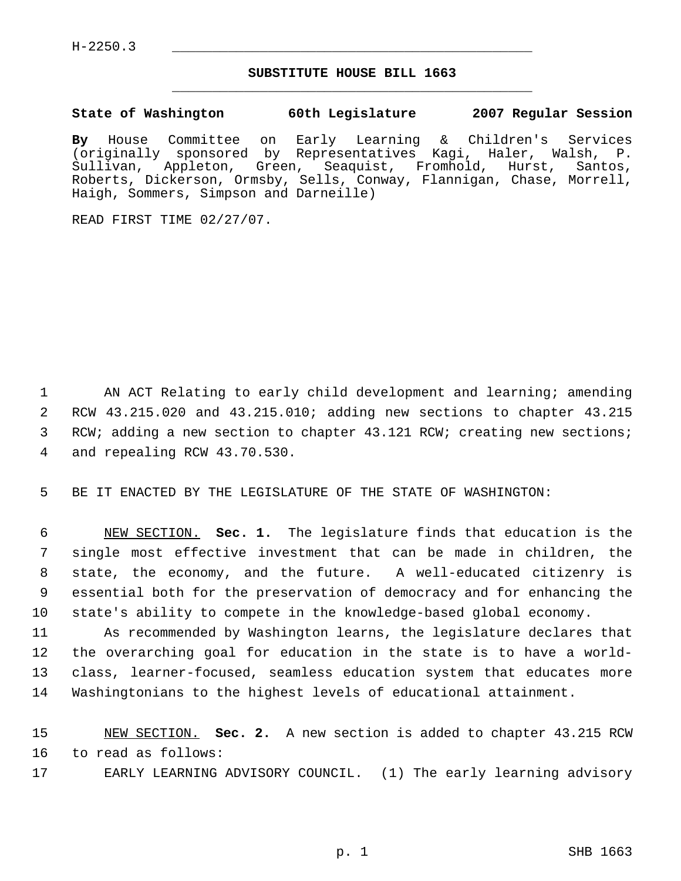H-2250.3

## SUBSTITUTE HOUSE BILL 1663

**State of Washington 60th Legislature 2007 Regular Session**

**By** House Committee on Early Learning & Children's Services (originally sponsored by Representatives Kagi, Haler, Walsh, P. Sullivan, Appleton, Green, Seaquist, Fromhold, Hurst, Santos, Roberts, Dickerson, Ormsby, Sells, Conway, Flannigan, Chase, Morrell, Haigh, Sommers, Simpson and Darneille)

READ FIRST TIME 02/27/07.

AN ACT Relating to early child development and learning; amending RCW 43.215.020 and 43.215.010; adding new sections to chapter 43.215 RCW; adding a new section to chapter 43.121 RCW; creating new sections; and repealing RCW 43.70.530.

BE IT ENACTED BY THE LEGISLATURE OF THE STATE OF WASHINGTON:

NEW SECTION. **Sec. 1.** The legislature finds that education is the single most effective investment that can be made in children, the state, the economy, and the future. A well-educated citizenry is essential both for the preservation of democracy and for enhancing the state's ability to compete in the knowledge-based global economy.

As recommended by Washington learns, the legislature declares that the overarching goal for education in the state is to have a world-class, learner-focused, seamless education system that educates more Washingtonians to the highest levels of educational attainment.

NEW SECTION. **Sec. 2.** A new section is added to chapter 43.215 RCW to read as follows:

EARLY LEARNING ADVISORY COUNCIL. (1) The early learning advisory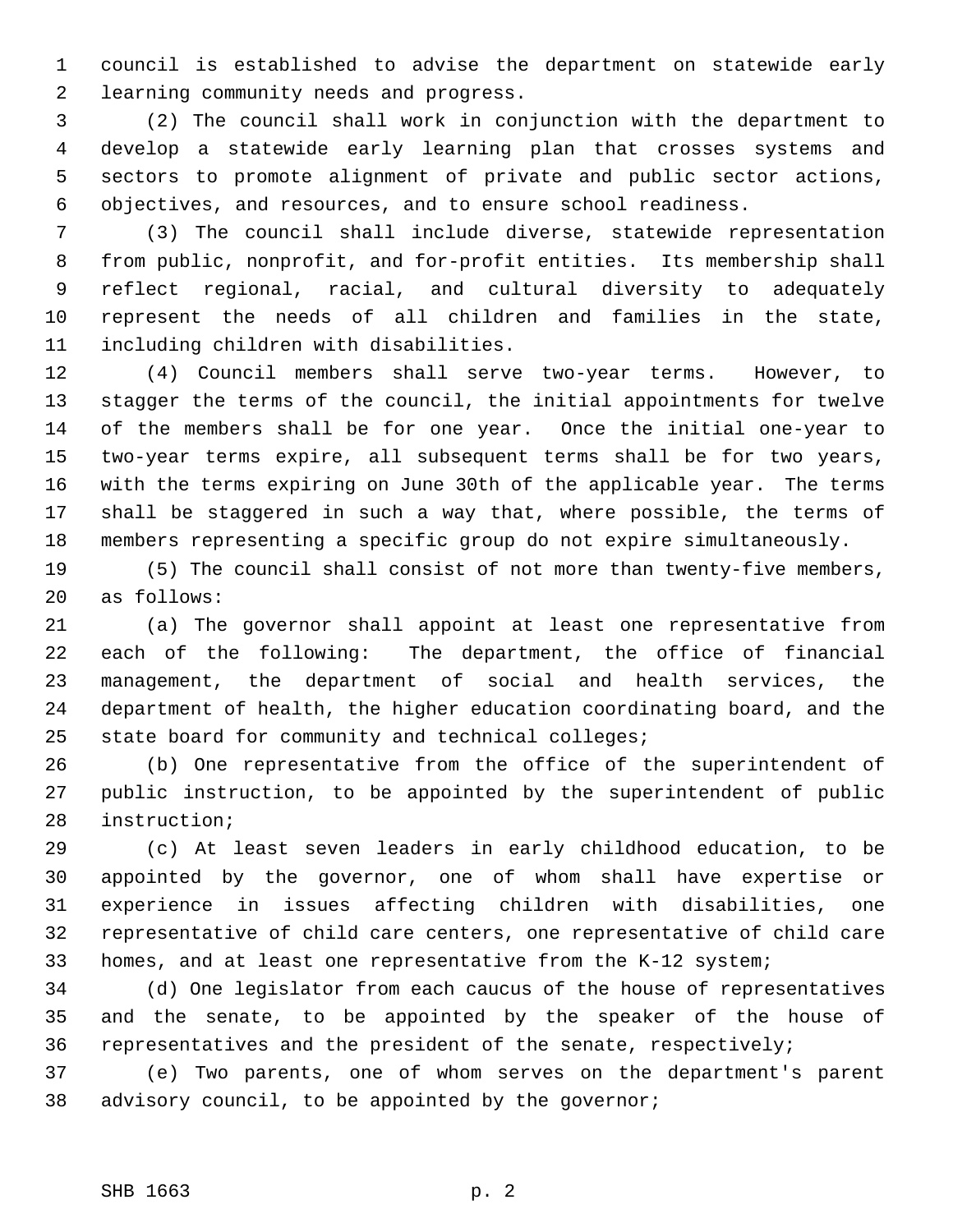council is established to advise the department on statewide early learning community needs and progress.

(2) The council shall work in conjunction with the department to develop a statewide early learning plan that crosses systems and sectors to promote alignment of private and public sector actions, objectives, and resources, and to ensure school readiness.

(3) The council shall include diverse, statewide representation from public, nonprofit, and for-profit entities. Its membership shall reflect regional, racial, and cultural diversity to adequately represent the needs of all children and families in the state, including children with disabilities.

(4) Council members shall serve two-year terms. However, to stagger the terms of the council, the initial appointments for twelve of the members shall be for one year. Once the initial one-year to two-year terms expire, all subsequent terms shall be for two years, with the terms expiring on June 30th of the applicable year. The terms shall be staggered in such a way that, where possible, the terms of members representing a specific group do not expire simultaneously.

(5) The council shall consist of not more than twenty-five members, as follows:

(a) The governor shall appoint at least one representative from each of the following: The department, the office of financial management, the department of social and health services, the department of health, the higher education coordinating board, and the state board for community and technical colleges;

(b) One representative from the office of the superintendent of public instruction, to be appointed by the superintendent of public instruction;

(c) At least seven leaders in early childhood education, to be appointed by the governor, one of whom shall have expertise or experience in issues affecting children with disabilities, one representative of child care centers, one representative of child care homes, and at least one representative from the K-12 system;

(d) One legislator from each caucus of the house of representatives and the senate, to be appointed by the speaker of the house of representatives and the president of the senate, respectively;

(e) Two parents, one of whom serves on the department's parent advisory council, to be appointed by the governor;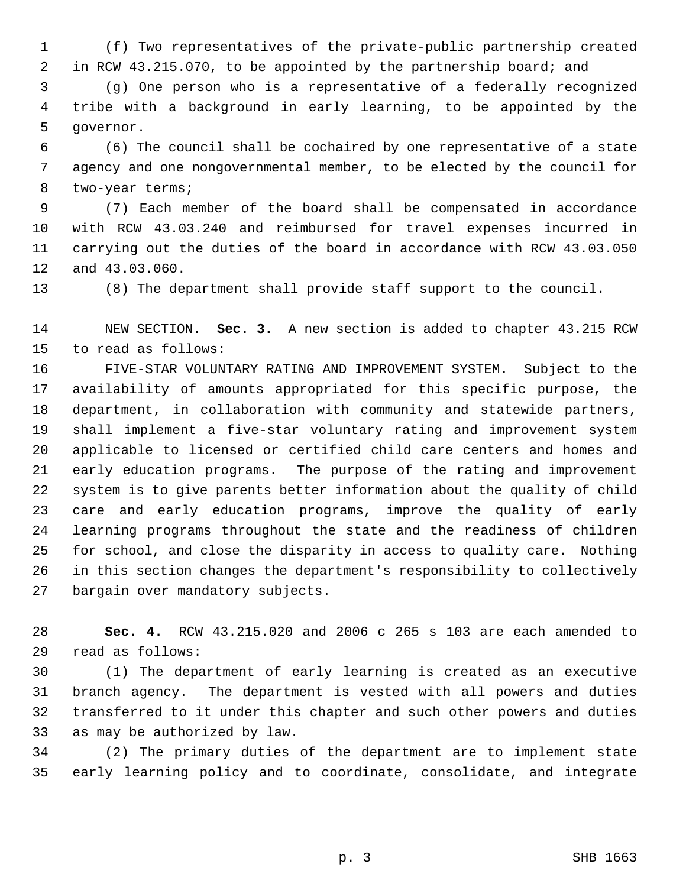(f) Two representatives of the private-public partnership created in RCW 43.215.070, to be appointed by the partnership board; and

(g) One person who is a representative of a federally recognized tribe with a background in early learning, to be appointed by the governor.

(6) The council shall be cochaired by one representative of a state agency and one nongovernmental member, to be elected by the council for two-year terms;

(7) Each member of the board shall be compensated in accordance with RCW 43.03.240 and reimbursed for travel expenses incurred in carrying out the duties of the board in accordance with RCW 43.03.050 and 43.03.060.

(8) The department shall provide staff support to the council.

NEW SECTION. **Sec. 3.** A new section is added to chapter 43.215 RCW to read as follows:

FIVE-STAR VOLUNTARY RATING AND IMPROVEMENT SYSTEM. Subject to the availability of amounts appropriated for this specific purpose, the department, in collaboration with community and statewide partners, shall implement a five-star voluntary rating and improvement system applicable to licensed or certified child care centers and homes and early education programs. The purpose of the rating and improvement system is to give parents better information about the quality of child care and early education programs, improve the quality of early learning programs throughout the state and the readiness of children for school, and close the disparity in access to quality care. Nothing in this section changes the department's responsibility to collectively bargain over mandatory subjects.

**Sec. 4.** RCW 43.215.020 and 2006 c 265 s 103 are each amended to read as follows:

(1) The department of early learning is created as an executive branch agency. The department is vested with all powers and duties transferred to it under this chapter and such other powers and duties as may be authorized by law.

(2) The primary duties of the department are to implement state early learning policy and to coordinate, consolidate, and integrate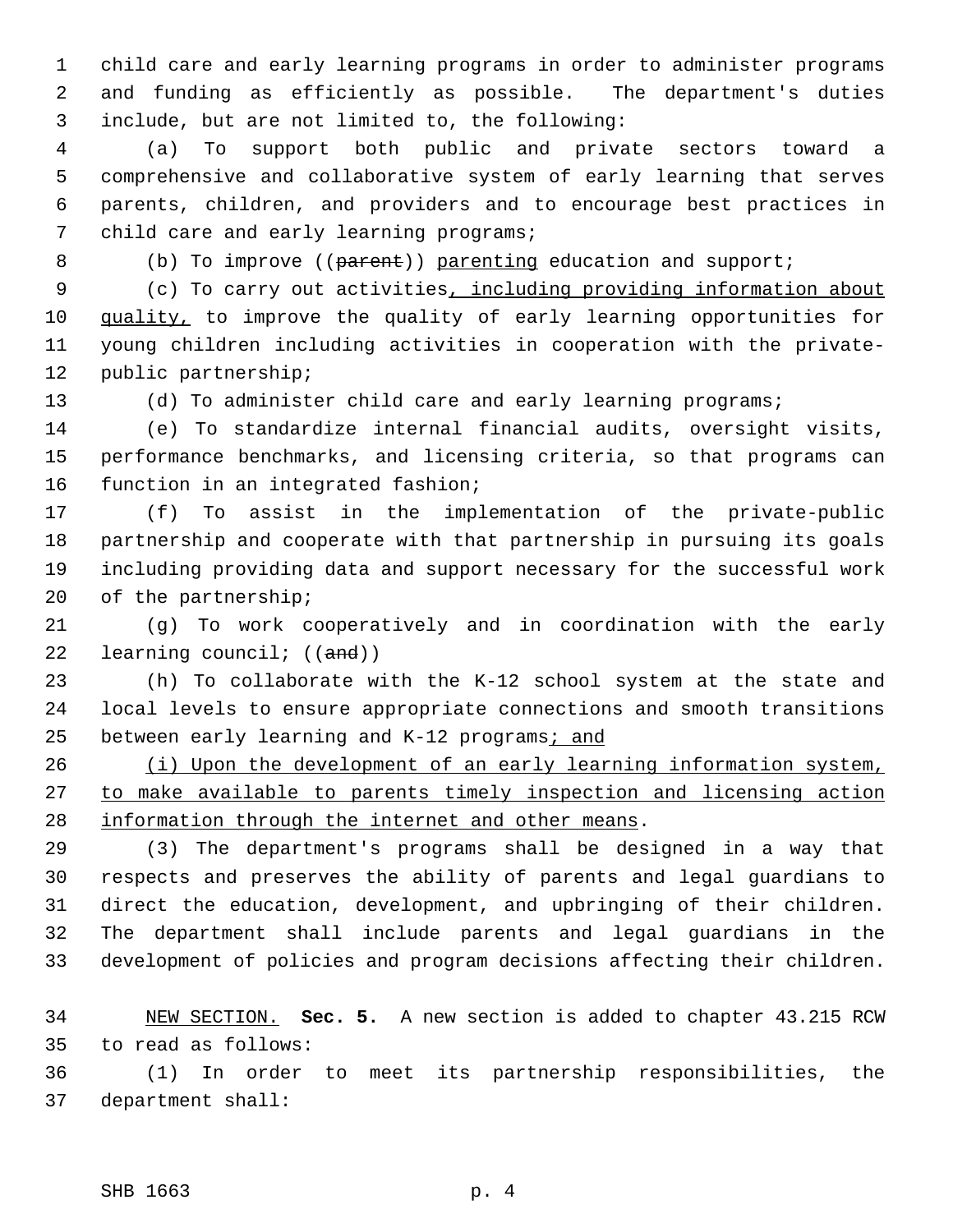child care and early learning programs in order to administer programs and funding as efficiently as possible. The department's duties include, but are not limited to, the following:

(a) To support both public and private sectors toward a comprehensive and collaborative system of early learning that serves parents, children, and providers and to encourage best practices in child care and early learning programs;

(b) To improve ((~~parent~~)) <u>parenting</u> education and support;

(c) To carry out activities<u>, including providing information about quality,</u> to improve the quality of early learning opportunities for young children including activities in cooperation with the private-public partnership;

(d) To administer child care and early learning programs;

(e) To standardize internal financial audits, oversight visits, performance benchmarks, and licensing criteria, so that programs can function in an integrated fashion;

(f) To assist in the implementation of the private-public partnership and cooperate with that partnership in pursuing its goals including providing data and support necessary for the successful work of the partnership;

(g) To work cooperatively and in coordination with the early learning council; ((~~and~~))

(h) To collaborate with the K-12 school system at the state and local levels to ensure appropriate connections and smooth transitions between early learning and K-12 programs<u>; and</u>

<u>(i) Upon the development of an early learning information system, to make available to parents timely inspection and licensing action information through the internet and other means</u>.

(3) The department's programs shall be designed in a way that respects and preserves the ability of parents and legal guardians to direct the education, development, and upbringing of their children. The department shall include parents and legal guardians in the development of policies and program decisions affecting their children.

<u>NEW SECTION.</u> **Sec. 5.** A new section is added to chapter 43.215 RCW to read as follows:

(1) In order to meet its partnership responsibilities, the department shall: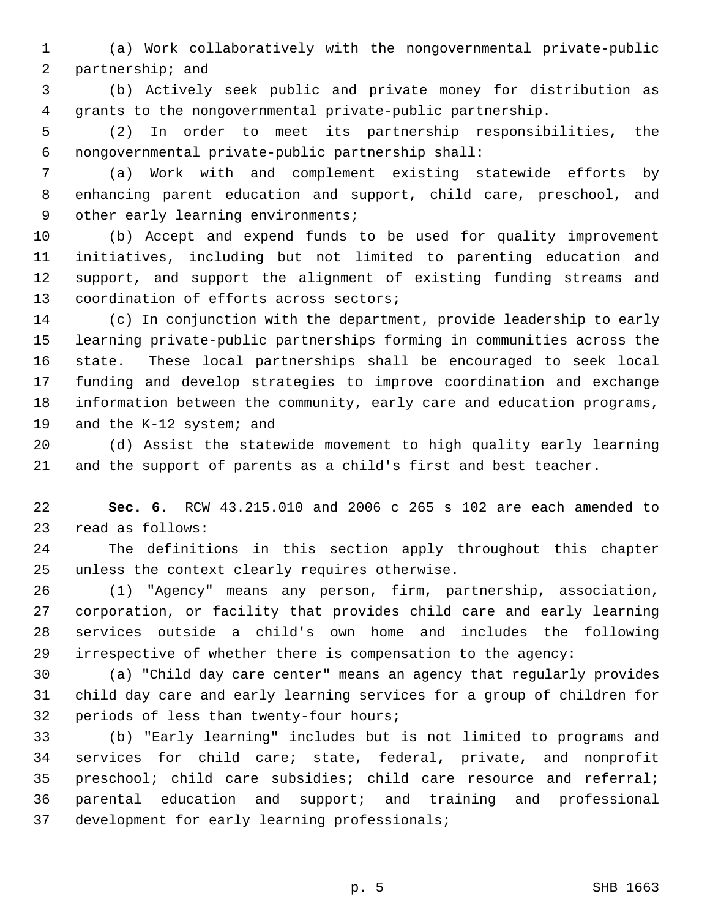(a) Work collaboratively with the nongovernmental private-public partnership; and

(b) Actively seek public and private money for distribution as grants to the nongovernmental private-public partnership.

(2) In order to meet its partnership responsibilities, the nongovernmental private-public partnership shall:

(a) Work with and complement existing statewide efforts by enhancing parent education and support, child care, preschool, and other early learning environments;

(b) Accept and expend funds to be used for quality improvement initiatives, including but not limited to parenting education and support, and support the alignment of existing funding streams and coordination of efforts across sectors;

(c) In conjunction with the department, provide leadership to early learning private-public partnerships forming in communities across the state. These local partnerships shall be encouraged to seek local funding and develop strategies to improve coordination and exchange information between the community, early care and education programs, and the K-12 system; and

(d) Assist the statewide movement to high quality early learning and the support of parents as a child's first and best teacher.

**Sec. 6.** RCW 43.215.010 and 2006 c 265 s 102 are each amended to read as follows:

The definitions in this section apply throughout this chapter unless the context clearly requires otherwise.

(1) "Agency" means any person, firm, partnership, association, corporation, or facility that provides child care and early learning services outside a child's own home and includes the following irrespective of whether there is compensation to the agency:

(a) "Child day care center" means an agency that regularly provides child day care and early learning services for a group of children for periods of less than twenty-four hours;

(b) "Early learning" includes but is not limited to programs and services for child care; state, federal, private, and nonprofit preschool; child care subsidies; child care resource and referral; parental education and support; and training and professional development for early learning professionals;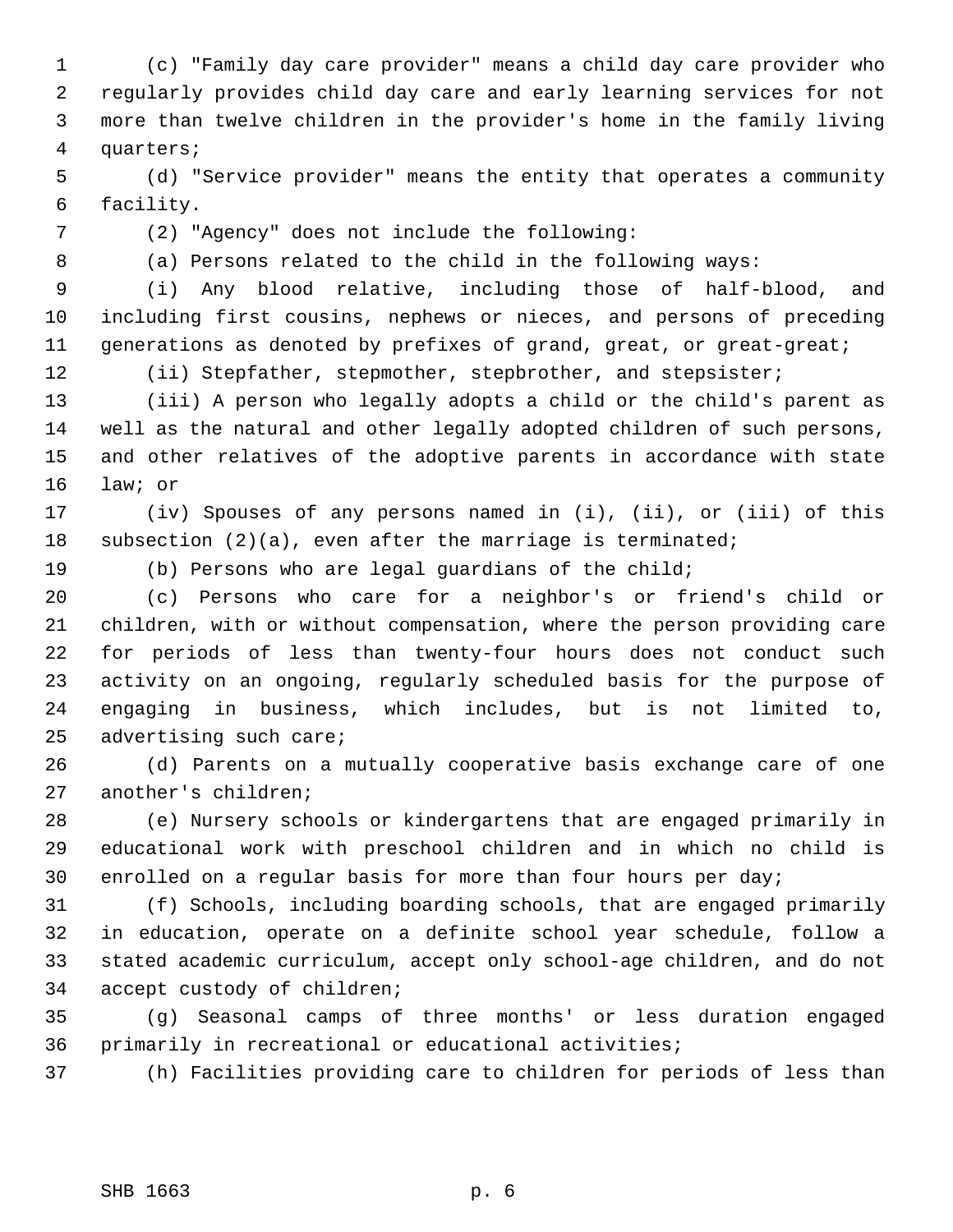(c) "Family day care provider" means a child day care provider who regularly provides child day care and early learning services for not more than twelve children in the provider's home in the family living quarters;

(d) "Service provider" means the entity that operates a community facility.

(2) "Agency" does not include the following:

(a) Persons related to the child in the following ways:

(i) Any blood relative, including those of half-blood, and including first cousins, nephews or nieces, and persons of preceding generations as denoted by prefixes of grand, great, or great-great;

(ii) Stepfather, stepmother, stepbrother, and stepsister;

(iii) A person who legally adopts a child or the child's parent as well as the natural and other legally adopted children of such persons, and other relatives of the adoptive parents in accordance with state law; or

(iv) Spouses of any persons named in (i), (ii), or (iii) of this subsection (2)(a), even after the marriage is terminated;

(b) Persons who are legal guardians of the child;

(c) Persons who care for a neighbor's or friend's child or children, with or without compensation, where the person providing care for periods of less than twenty-four hours does not conduct such activity on an ongoing, regularly scheduled basis for the purpose of engaging in business, which includes, but is not limited to, advertising such care;

(d) Parents on a mutually cooperative basis exchange care of one another's children;

(e) Nursery schools or kindergartens that are engaged primarily in educational work with preschool children and in which no child is enrolled on a regular basis for more than four hours per day;

(f) Schools, including boarding schools, that are engaged primarily in education, operate on a definite school year schedule, follow a stated academic curriculum, accept only school-age children, and do not accept custody of children;

(g) Seasonal camps of three months' or less duration engaged primarily in recreational or educational activities;

(h) Facilities providing care to children for periods of less than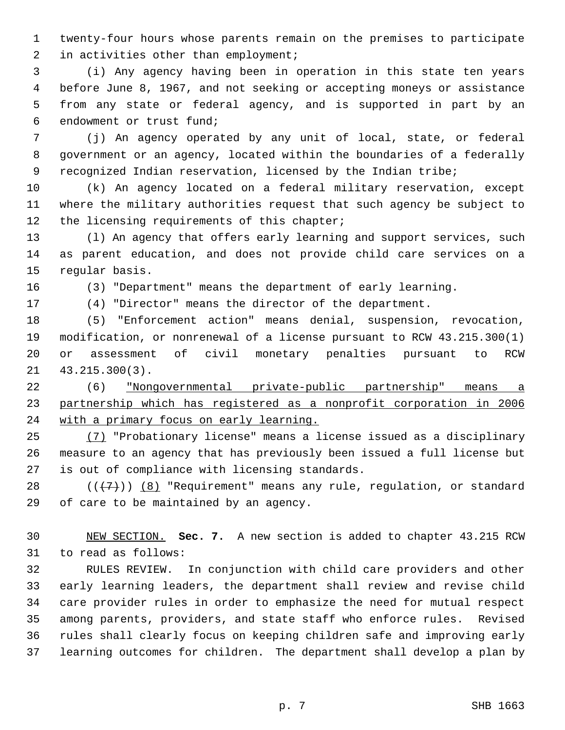twenty-four hours whose parents remain on the premises to participate in activities other than employment;

(i) Any agency having been in operation in this state ten years before June 8, 1967, and not seeking or accepting moneys or assistance from any state or federal agency, and is supported in part by an endowment or trust fund;

(j) An agency operated by any unit of local, state, or federal government or an agency, located within the boundaries of a federally recognized Indian reservation, licensed by the Indian tribe;

(k) An agency located on a federal military reservation, except where the military authorities request that such agency be subject to the licensing requirements of this chapter;

(l) An agency that offers early learning and support services, such as parent education, and does not provide child care services on a regular basis.

(3) "Department" means the department of early learning.

(4) "Director" means the director of the department.

(5) "Enforcement action" means denial, suspension, revocation, modification, or nonrenewal of a license pursuant to RCW 43.215.300(1) or assessment of civil monetary penalties pursuant to RCW 43.215.300(3).

(6) <u>"Nongovernmental private-public partnership" means a partnership which has registered as a nonprofit corporation in 2006 with a primary focus on early learning.</u>

<u>(7)</u> "Probationary license" means a license issued as a disciplinary measure to an agency that has previously been issued a full license but is out of compliance with licensing standards.

~~((~~(7)~~))~~ <u>(8)</u> "Requirement" means any rule, regulation, or standard of care to be maintained by an agency.

<u>NEW SECTION.</u> **Sec. 7.** A new section is added to chapter 43.215 RCW to read as follows:

RULES REVIEW. In conjunction with child care providers and other early learning leaders, the department shall review and revise child care provider rules in order to emphasize the need for mutual respect among parents, providers, and state staff who enforce rules. Revised rules shall clearly focus on keeping children safe and improving early learning outcomes for children. The department shall develop a plan by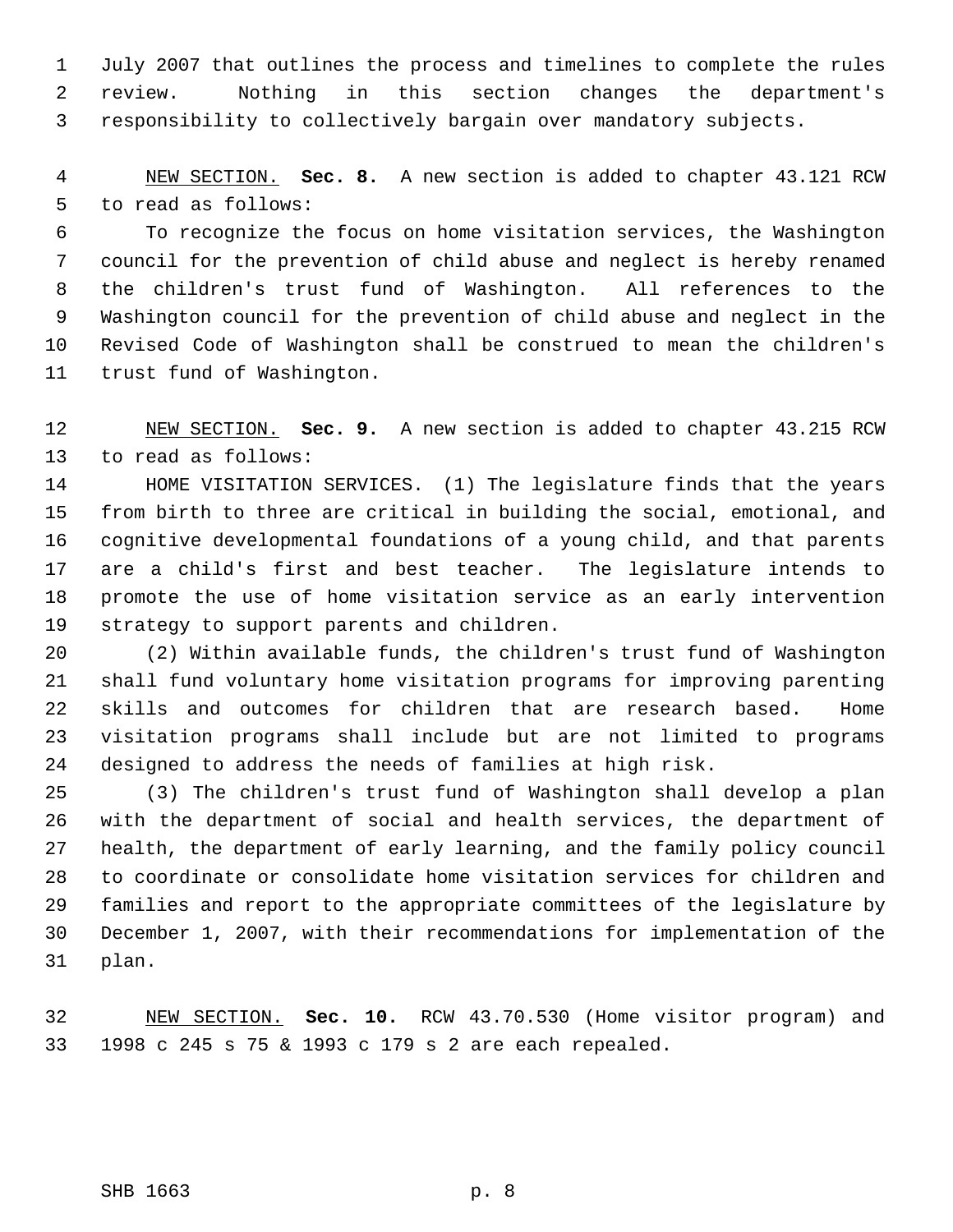July 2007 that outlines the process and timelines to complete the rules review. Nothing in this section changes the department's responsibility to collectively bargain over mandatory subjects.

<u>NEW SECTION.</u> **Sec. 8.** A new section is added to chapter 43.121 RCW to read as follows:

To recognize the focus on home visitation services, the Washington council for the prevention of child abuse and neglect is hereby renamed the children's trust fund of Washington. All references to the Washington council for the prevention of child abuse and neglect in the Revised Code of Washington shall be construed to mean the children's trust fund of Washington.

<u>NEW SECTION.</u> **Sec. 9.** A new section is added to chapter 43.215 RCW to read as follows:

HOME VISITATION SERVICES. (1) The legislature finds that the years from birth to three are critical in building the social, emotional, and cognitive developmental foundations of a young child, and that parents are a child's first and best teacher. The legislature intends to promote the use of home visitation service as an early intervention strategy to support parents and children.

(2) Within available funds, the children's trust fund of Washington shall fund voluntary home visitation programs for improving parenting skills and outcomes for children that are research based. Home visitation programs shall include but are not limited to programs designed to address the needs of families at high risk.

(3) The children's trust fund of Washington shall develop a plan with the department of social and health services, the department of health, the department of early learning, and the family policy council to coordinate or consolidate home visitation services for children and families and report to the appropriate committees of the legislature by December 1, 2007, with their recommendations for implementation of the plan.

<u>NEW SECTION.</u> **Sec. 10.** RCW 43.70.530 (Home visitor program) and 1998 c 245 s 75 & 1993 c 179 s 2 are each repealed.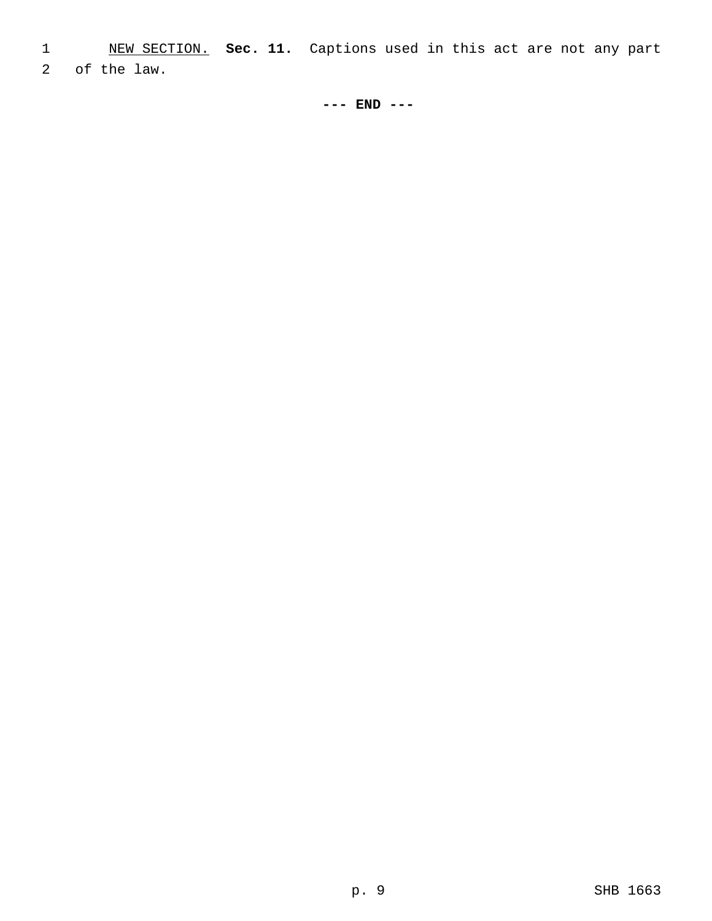NEW SECTION. **Sec. 11.** Captions used in this act are not any part of the law.

**--- END ---**